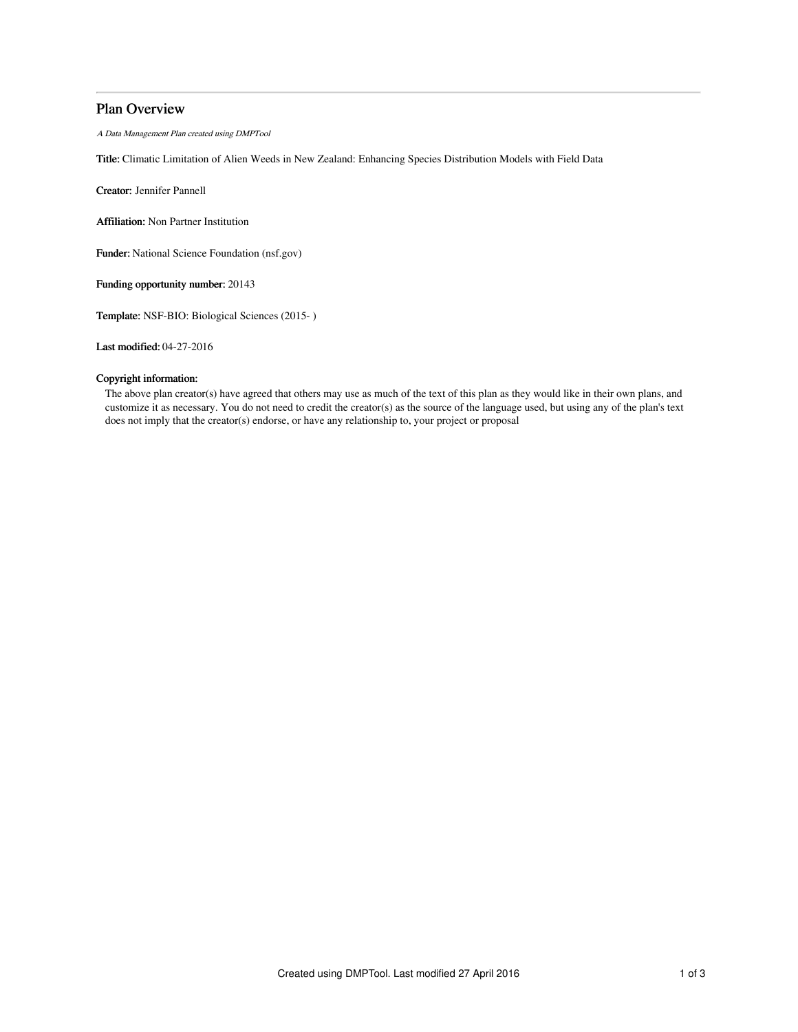# Plan Overview

*A Data Management Plan created using DMPTool*

**Title:** Climatic Limitation of Alien Weeds in New Zealand: Enhancing Species Distribution Models with Field Data

**Creator:** Jennifer Pannell

**Affiliation:** Non Partner Institution

**Funder:** National Science Foundation (nsf.gov)

**Funding opportunity number:** 20143

**Template:** NSF-BIO: Biological Sciences (2015- )

**Last modified:** 04-27-2016

**Copyright information:**

The above plan creator(s) have agreed that others may use as much of the text of this plan as they would like in their own plans, and customize it as necessary. You do not need to credit the creator(s) as the source of the language used, but using any of the plan's text does not imply that the creator(s) endorse, or have any relationship to, your project or proposal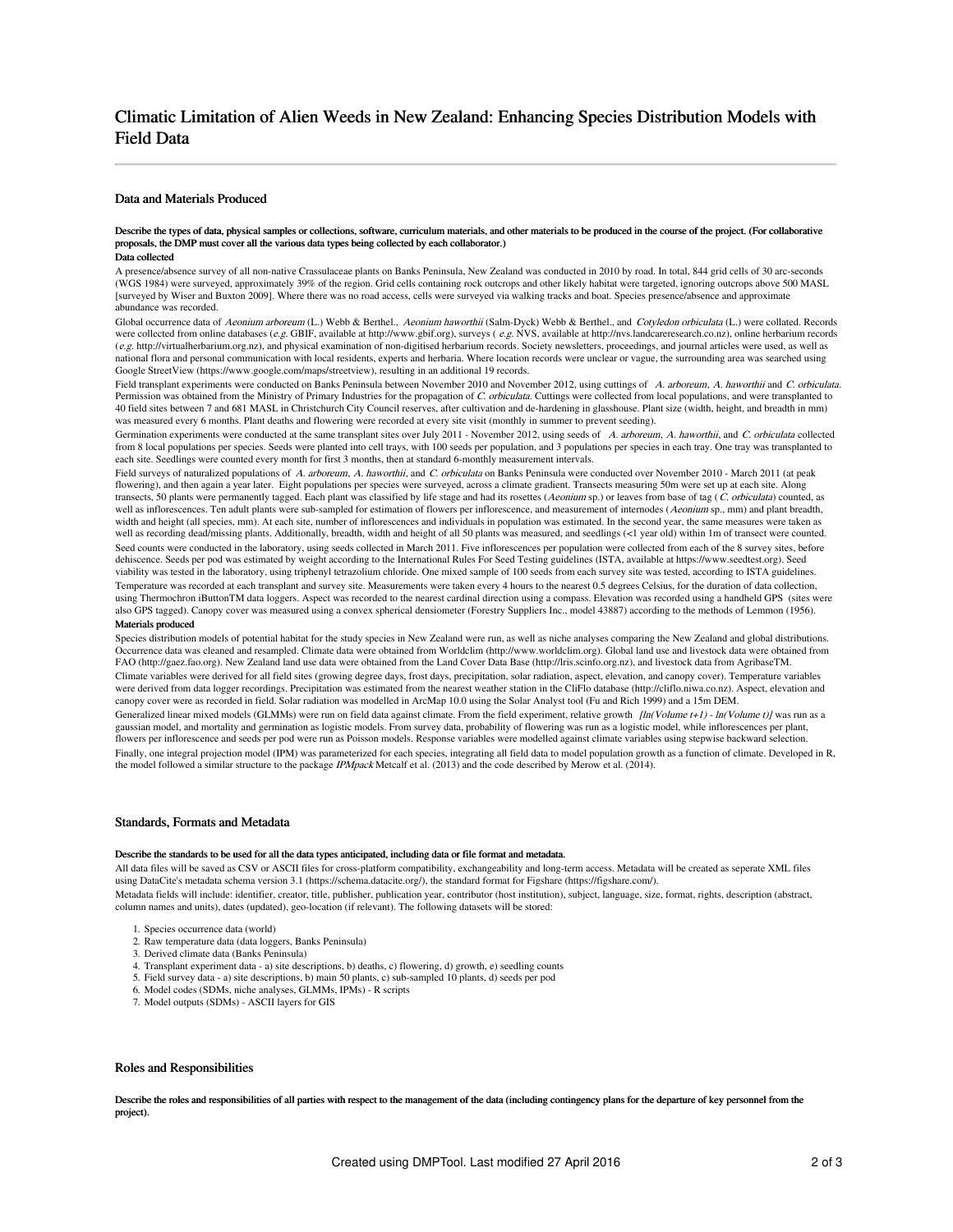# Climatic Limitation of Alien Weeds in New Zealand: Enhancing Species Distribution Models with Field Data

## Data and Materials Produced

**Describe the types of data, physical samples or collections, software, curriculum materials, and other materials to be produced in the course of the project. (For collaborative proposals, the DMP must cover all the various data types being collected by each collaborator.)**

**Data collected**

A presence/absence survey of all non-native Crassulaceae plants on Banks Peninsula, New Zealand was conducted in 2010 by road. In total, 844 grid cells of 30 arc-seconds (WGS 1984) were surveyed, approximately 39% of the region. Grid cells containing rock outcrops and other likely habitat were targeted, ignoring outcrops above 500 MASL [surveyed by Wiser and Buxton 2009]. Where there was no road access, cells were surveyed via walking tracks and boat. Species presence/absence and approximate abundance was recorded.

Global occurrence data of *Aeonium arboreum* (L.) Webb & Berthel., *Aeonium haworthii* (Salm-Dyck) Webb & Berthel., and *Cotyledon orbiculata* (L.) were collated. Records were collected from online databases (*e.g.* GBIF, available at http://www.gbif.org), surveys ( *e.g.* NVS, available at http://nvs.landcareresearch.co.nz), online herbarium records (*e.g.* http://virtualherbarium.org.nz), and physical examination of non-digitised herbarium records. Society newsletters, proceedings, and journal articles were used, as well as national flora and personal communication with local residents, experts and herbaria. Where location records were unclear or vague, the surrounding area was searched using Google StreetView (https://www.google.com/maps/streetview), resulting in an additional 19 records.

Field transplant experiments were conducted on Banks Peninsula between November 2010 and November 2012, using cuttings of *A. arboreum*, *A. haworthii* and *C. orbiculata*. Permission was obtained from the Ministry of Primary Industries for the propagation of *C. orbiculata*. Cuttings were collected from local populations, and were transplanted to 40 field sites between 7 and 681 MASL in Christchurch City Council reserves, after cultivation and de-hardening in glasshouse. Plant size (width, height, and breadth in mm) was measured every 6 months. Plant deaths and flowering were recorded at every site visit (monthly in summer to prevent seeding).

Germination experiments were conducted at the same transplant sites over July 2011 - November 2012, using seeds of *A. arboreum*, *A. haworthii*, and *C. orbiculata* collected from 8 local populations per species. Seeds were planted into cell trays, with 100 seeds per population, and 3 populations per species in each tray. One tray was transplanted to each site. Seedlings were counted every month for first 3 months, then at standard 6-monthly measurement intervals.

Field surveys of naturalized populations of *A. arboreum*, *A. haworthii*, and *C. orbiculata* on Banks Peninsula were conducted over November 2010 - March 2011 (at peak flowering), and then again a year later. Eight populations per species were surveyed, across a climate gradient. Transects measuring 50m were set up at each site. Along transects, 50 plants were permanently tagged. Each plant was classified by life stage and had its rosettes (*Aeonium* sp.) or leaves from base of tag ( *C. orbiculata*) counted, as well as inflorescences. Ten adult plants were sub-sampled for estimation of flowers per inflorescence, and measurement of internodes (*Aeonium* sp., mm) and plant breadth, width and height (all species, mm). At each site, number of inflorescences and individuals in population was estimated. In the second year, the same measures were taken as well as recording dead/missing plants. Additionally, breadth, width and height of all 50 plants was measured, and seedlings (<1 year old) within 1m of transect were counted.

Seed counts were conducted in the laboratory, using seeds collected in March 2011. Five inflorescences per population were collected from each of the 8 survey sites, before dehiscence. Seeds per pod was estimated by weight according to the International Rules For Seed Testing guidelines (ISTA, available at https://www.seedtest.org). Seed viability was tested in the laboratory, using triphenyl tetrazolium chloride. One mixed sample of 100 seeds from each survey site was tested, according to ISTA guidelines.

Temperature was recorded at each transplant and survey site. Measurements were taken every 4 hours to the nearest 0.5 degrees Celsius, for the duration of data collection, using Thermochron iButtonTM data loggers. Aspect was recorded to the nearest cardinal direction using a compass. Elevation was recorded using a handheld GPS (sites were also GPS tagged). Canopy cover was measured using a convex spherical densiometer (Forestry Suppliers Inc., model 43887) according to the methods of Lemmon (1956).

**Materials produced**

Species distribution models of potential habitat for the study species in New Zealand were run, as well as niche analyses comparing the New Zealand and global distributions. Occurrence data was cleaned and resampled. Climate data were obtained from Worldclim (http://www.worldclim.org). Global land use and livestock data were obtained from FAO (http://gaez.fao.org). New Zealand land use data were obtained from the Land Cover Data Base (http://lris.scinfo.org.nz), and livestock data from AgribaseTM.

Climate variables were derived for all field sites (growing degree days, frost days, precipitation, solar radiation, aspect, elevation, and canopy cover). Temperature variables were derived from data logger recordings. Precipitation was estimated from the nearest weather station in the CliFlo database (http://cliflo.niwa.co.nz). Aspect, elevation and canopy cover were as recorded in field. Solar radiation was modelled in ArcMap 10.0 using the Solar Analyst tool (Fu and Rich 1999) and a 15m DEM.

Generalized linear mixed models (GLMMs) were run on field data against climate. From the field experiment, relative growth *[ln(Volume t+1) - ln(Volume t)]* was run as a gaussian model, and mortality and germination as logistic models. From survey data, probability of flowering was run as a logistic model, while inflorescences per plant, flowers per inflorescence and seeds per pod were run as Poisson models. Response variables were modelled against climate variables using stepwise backward selection.

Finally, one integral projection model (IPM) was parameterized for each species, integrating all field data to model population growth as a function of climate. Developed in R, the model followed a similar structure to the package *IPMpack* Metcalf et al. (2013) and the code described by Merow et al. (2014).

## Standards, Formats and Metadata

**Describe the standards to be used for all the data types anticipated, including data or file format and metadata.**

All data files will be saved as CSV or ASCII files for cross-platform compatibility, exchangeability and long-term access. Metadata will be created as seperate XML files using DataCite's metadata schema version 3.1 (https://schema.datacite.org/), the standard format for Figshare (https://figshare.com/).

Metadata fields will include: identifier, creator, title, publisher, publication year, contributor (host institution), subject, language, size, format, rights, description (abstract, column names and units), dates (updated), geo-location (if relevant). The following datasets will be stored:

1. Species occurrence data (world)
2. Raw temperature data (data loggers, Banks Peninsula)
3. Derived climate data (Banks Peninsula)
4. Transplant experiment data - a) site descriptions, b) deaths, c) flowering, d) growth, e) seedling counts
5. Field survey data - a) site descriptions, b) main 50 plants, c) sub-sampled 10 plants, d) seeds per pod
6. Model codes (SDMs, niche analyses, GLMMs, IPMs) - R scripts
7. Model outputs (SDMs) - ASCII layers for GIS

## Roles and Responsibilities

**Describe the roles and responsibilities of all parties with respect to the management of the data (including contingency plans for the departure of key personnel from the project).**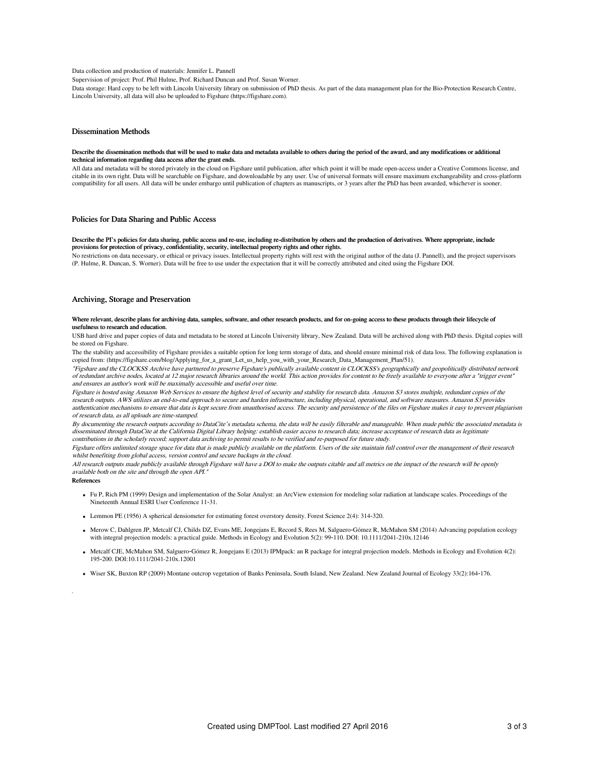Data collection and production of materials: Jennifer L. Pannell

Supervision of project: Prof. Phil Hulme, Prof. Richard Duncan and Prof. Susan Worner.

Data storage: Hard copy to be left with Lincoln University library on submission of PhD thesis. As part of the data management plan for the Bio-Protection Research Centre, Lincoln University, all data will also be uploaded to Figshare (https://figshare.com).

## Dissemination Methods

**Describe the dissemination methods that will be used to make data and metadata available to others during the period of the award, and any modifications or additional technical information regarding data access after the grant ends.**

All data and metadata will be stored privately in the cloud on Figshare until publication, after which point it will be made open-access under a Creative Commons license, and citable in its own right. Data will be searchable on Figshare, and downloadable by any user. Use of universal formats will ensure maximum exchangeability and cross-platform compatibility for all users. All data will be under embargo until publication of chapters as manuscripts, or 3 years after the PhD has been awarded, whichever is sooner.

## Policies for Data Sharing and Public Access

**Describe the PI's policies for data sharing, public access and re-use, including re-distribution by others and the production of derivatives. Where appropriate, include provisions for protection of privacy, confidentiality, security, intellectual property rights and other rights.**

No restrictions on data necessary, or ethical or privacy issues. Intellectual property rights will rest with the original author of the data (J. Pannell), and the project supervisors (P. Hulme, R. Duncan, S. Worner). Data will be free to use under the expectation that it will be correctly attributed and cited using the Figshare DOI.

## Archiving, Storage and Preservation

**Where relevant, describe plans for archiving data, samples, software, and other research products, and for on-going access to these products through their lifecycle of usefulness to research and education.**

USB hard drive and paper copies of data and metadata to be stored at Lincoln University library, New Zealand. Data will be archived along with PhD thesis. Digital copies will be stored on Figshare.

The the stability and accessibility of Figshare provides a suitable option for long term storage of data, and should ensure minimal risk of data loss. The following explanation is copied from: (https://figshare.com/blog/Applying_for_a_grant_Let_us_help_you_with_your_Research_Data_Management_Plan/51).

*"Figshare and the CLOCKSS Archive have partnered to preserve Figshare's publically available content in CLOCKSS's geographically and geopolitically distributed network of redundant archive nodes, located at 12 major research libraries around the world. This action provides for content to be freely available to everyone after a "trigger event" and ensures an author's work will be maximally accessible and useful over time.*

*Figshare is hosted using Amazon Web Services to ensure the highest level of security and stability for research data. Amazon S3 stores multiple, redundant copies of the research outputs. AWS utilizes an end-to-end approach to secure and harden infrastructure, including physical, operational, and software measures. Amazon S3 provides authentication mechanisms to ensure that data is kept secure from unauthorised access. The security and persistence of the files on Figshare makes it easy to prevent plagiarism of research data, as all uploads are time-stamped.*

*By documenting the research outputs according to DataCite's metadata schema, the data will be easily filterable and manageable. When made public the associated metadata is disseminated through DataCite at the California Digital Library helping: establish easier access to research data; increase acceptance of research data as legitimate contributions in the scholarly record; support data archiving to permit results to be verified and re-purposed for future study.*

*Figshare offers unlimited storage space for data that is made publicly available on the platform. Users of the site maintain full control over the management of their research whilst benefiting from global access, version control and secure backups in the cloud.*

*All research outputs made publicly available through Figshare will have a DOI to make the outputs citable and all metrics on the impact of the research will be openly available both on the site and through the open API."*

**References**

- Fu P, Rich PM (1999) Design and implementation of the Solar Analyst: an ArcView extension for modeling solar radiation at landscape scales. Proceedings of the Nineteenth Annual ESRI User Conference 11-31.
- Lemmon PE (1956) A spherical densiometer for estimating forest overstory density. Forest Science 2(4): 314-320.
- Merow C, Dahlgren JP, Metcalf CJ, Childs DZ, Evans ME, Jongejans E, Record S, Rees M, Salguero-Gómez R, McMahon SM (2014) Advancing population ecology with integral projection models: a practical guide. Methods in Ecology and Evolution 5(2): 99-110. DOI: 10.1111/2041-210x.12146
- Metcalf CJE, McMahon SM, Salguero-Gómez R, Jongejans E (2013) IPMpack: an R package for integral projection models. Methods in Ecology and Evolution 4(2): 195-200. DOI:10.1111/2041-210x.12001
- Wiser SK, Buxton RP (2009) Montane outcrop vegetation of Banks Peninsula, South Island, New Zealand. New Zealand Journal of Ecology 33(2):164-176.